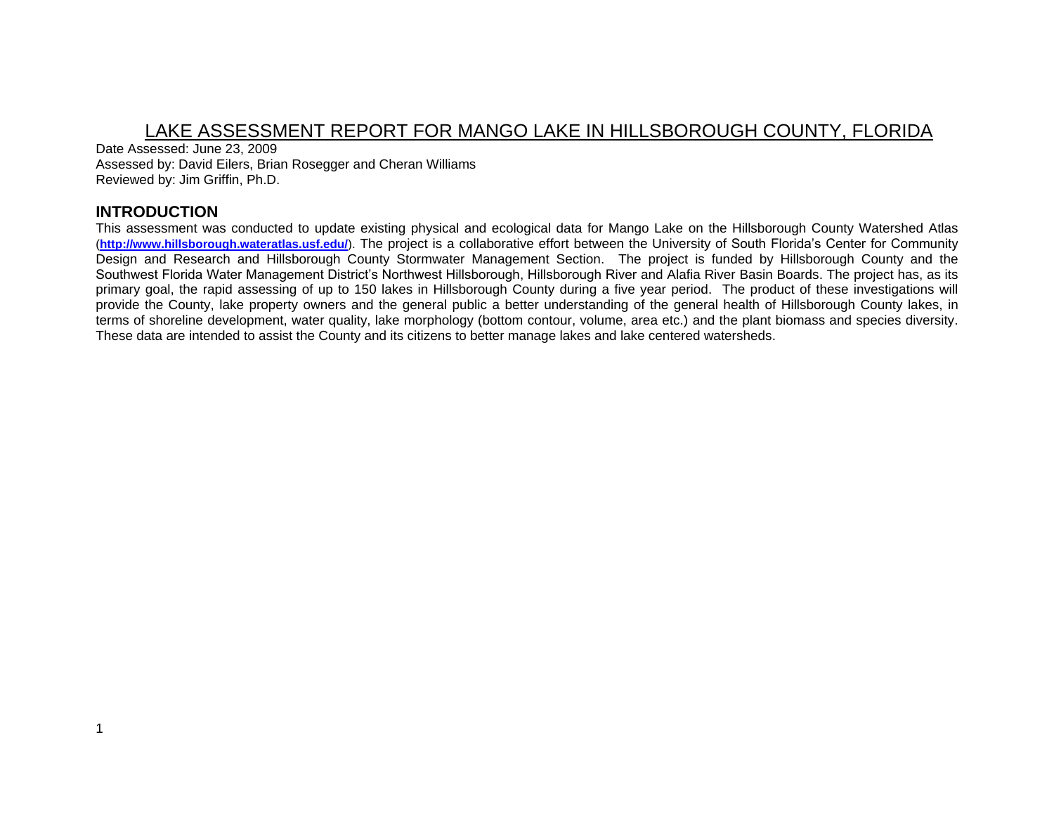# LAKE ASSESSMENT REPORT FOR MANGO LAKE IN HILLSBOROUGH COUNTY, FLORIDA

Date Assessed: June 23, 2009
Assessed by: David Eilers, Brian Rosegger and Cheran Williams
Reviewed by: Jim Griffin, Ph.D.

## INTRODUCTION

This assessment was conducted to update existing physical and ecological data for Mango Lake on the Hillsborough County Watershed Atlas (**http://www.hillsborough.wateratlas.usf.edu/**). The project is a collaborative effort between the University of South Florida's Center for Community Design and Research and Hillsborough County Stormwater Management Section. The project is funded by Hillsborough County and the Southwest Florida Water Management District's Northwest Hillsborough, Hillsborough River and Alafia River Basin Boards. The project has, as its primary goal, the rapid assessing of up to 150 lakes in Hillsborough County during a five year period. The product of these investigations will provide the County, lake property owners and the general public a better understanding of the general health of Hillsborough County lakes, in terms of shoreline development, water quality, lake morphology (bottom contour, volume, area etc.) and the plant biomass and species diversity. These data are intended to assist the County and its citizens to better manage lakes and lake centered watersheds.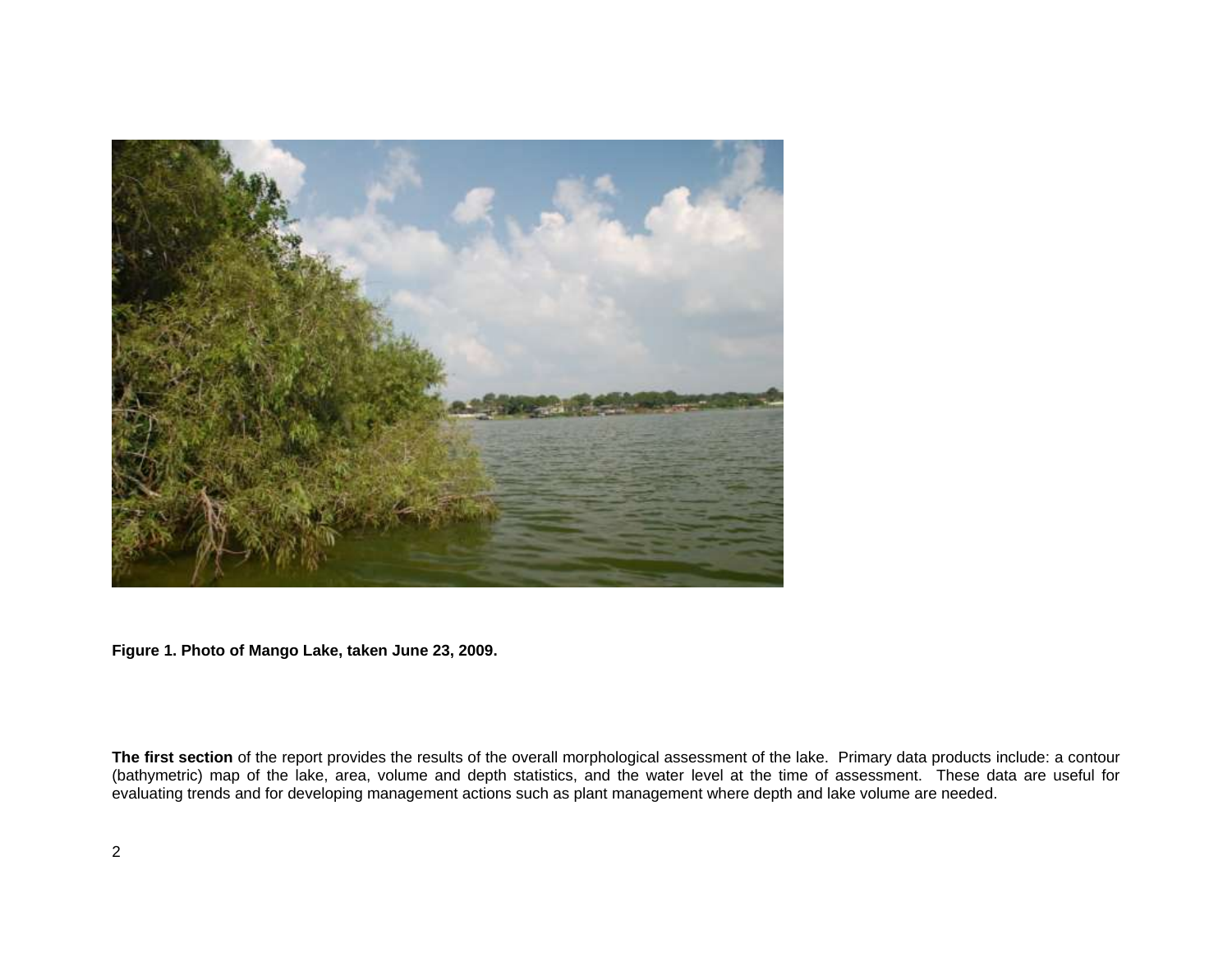**Figure 1. Photo of Mango Lake, taken June 23, 2009.**

**The first section** of the report provides the results of the overall morphological assessment of the lake. Primary data products include: a contour (bathymetric) map of the lake, area, volume and depth statistics, and the water level at the time of assessment. These data are useful for evaluating trends and for developing management actions such as plant management where depth and lake volume are needed.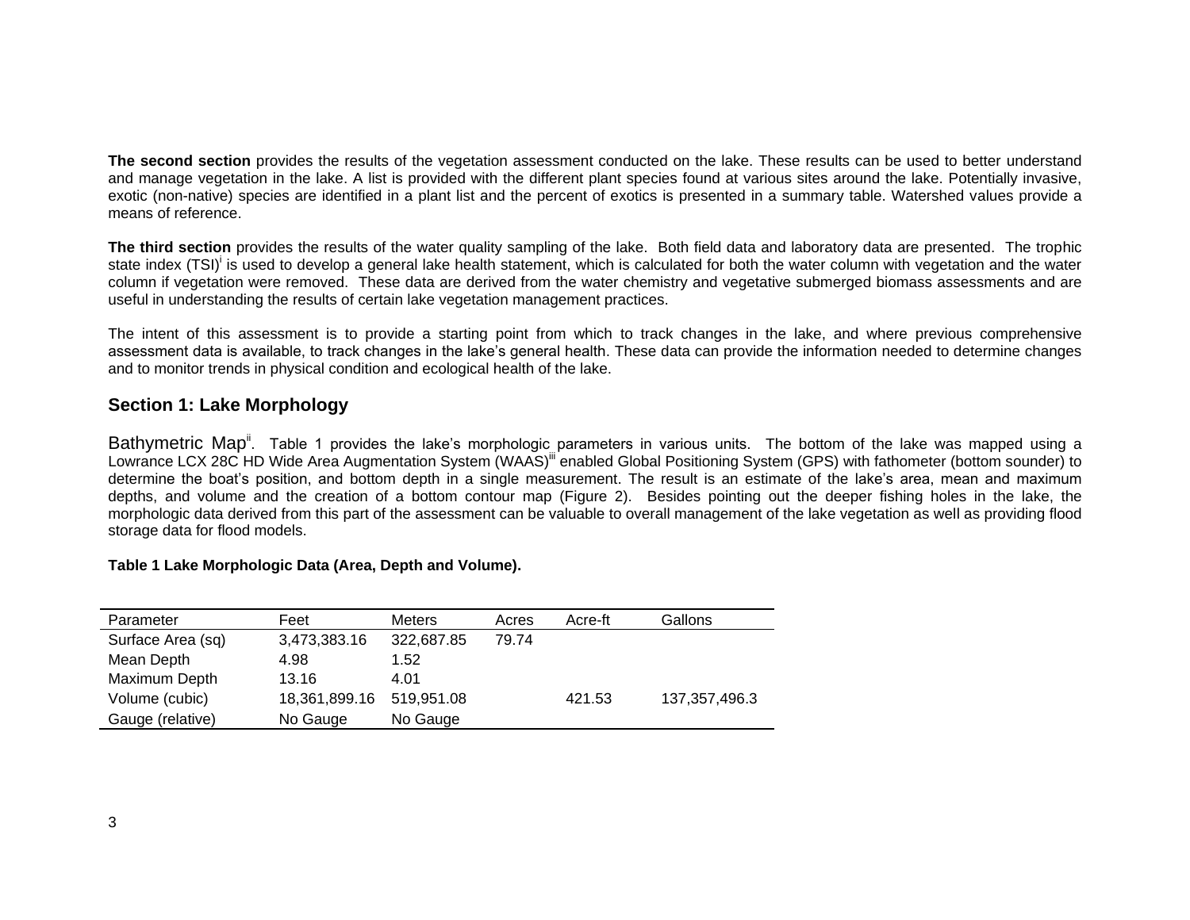**The second section** provides the results of the vegetation assessment conducted on the lake. These results can be used to better understand and manage vegetation in the lake. A list is provided with the different plant species found at various sites around the lake. Potentially invasive, exotic (non-native) species are identified in a plant list and the percent of exotics is presented in a summary table. Watershed values provide a means of reference.

**The third section** provides the results of the water quality sampling of the lake. Both field data and laboratory data are presented. The trophic state index (TSI)[i] is used to develop a general lake health statement, which is calculated for both the water column with vegetation and the water column if vegetation were removed. These data are derived from the water chemistry and vegetative submerged biomass assessments and are useful in understanding the results of certain lake vegetation management practices.

The intent of this assessment is to provide a starting point from which to track changes in the lake, and where previous comprehensive assessment data is available, to track changes in the lake's general health. These data can provide the information needed to determine changes and to monitor trends in physical condition and ecological health of the lake.

## Section 1: Lake Morphology

Bathymetric Map[ii]. Table 1 provides the lake's morphologic parameters in various units. The bottom of the lake was mapped using a Lowrance LCX 28C HD Wide Area Augmentation System (WAAS)[iii] enabled Global Positioning System (GPS) with fathometer (bottom sounder) to determine the boat's position, and bottom depth in a single measurement. The result is an estimate of the lake's area, mean and maximum depths, and volume and the creation of a bottom contour map (Figure 2). Besides pointing out the deeper fishing holes in the lake, the morphologic data derived from this part of the assessment can be valuable to overall management of the lake vegetation as well as providing flood storage data for flood models.

**Table 1 Lake Morphologic Data (Area, Depth and Volume).**

| Parameter | Feet | Meters | Acres | Acre-ft | Gallons |
|---|---|---|---|---|---|
| Surface Area (sq) | 3,473,383.16 | 322,687.85 | 79.74 | | |
| Mean Depth | 4.98 | 1.52 | | | |
| Maximum Depth | 13.16 | 4.01 | | | |
| Volume (cubic) | 18,361,899.16 | 519,951.08 | | 421.53 | 137,357,496.3 |
| Gauge (relative) | No Gauge | No Gauge | | | |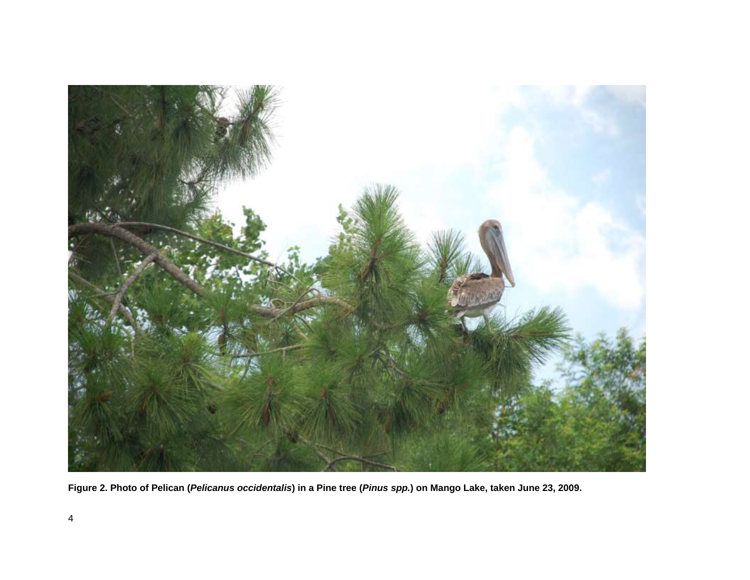**Figure 2. Photo of Pelican (*Pelicanus occidentalis*) in a Pine tree (*Pinus spp.*) on Mango Lake, taken June 23, 2009.**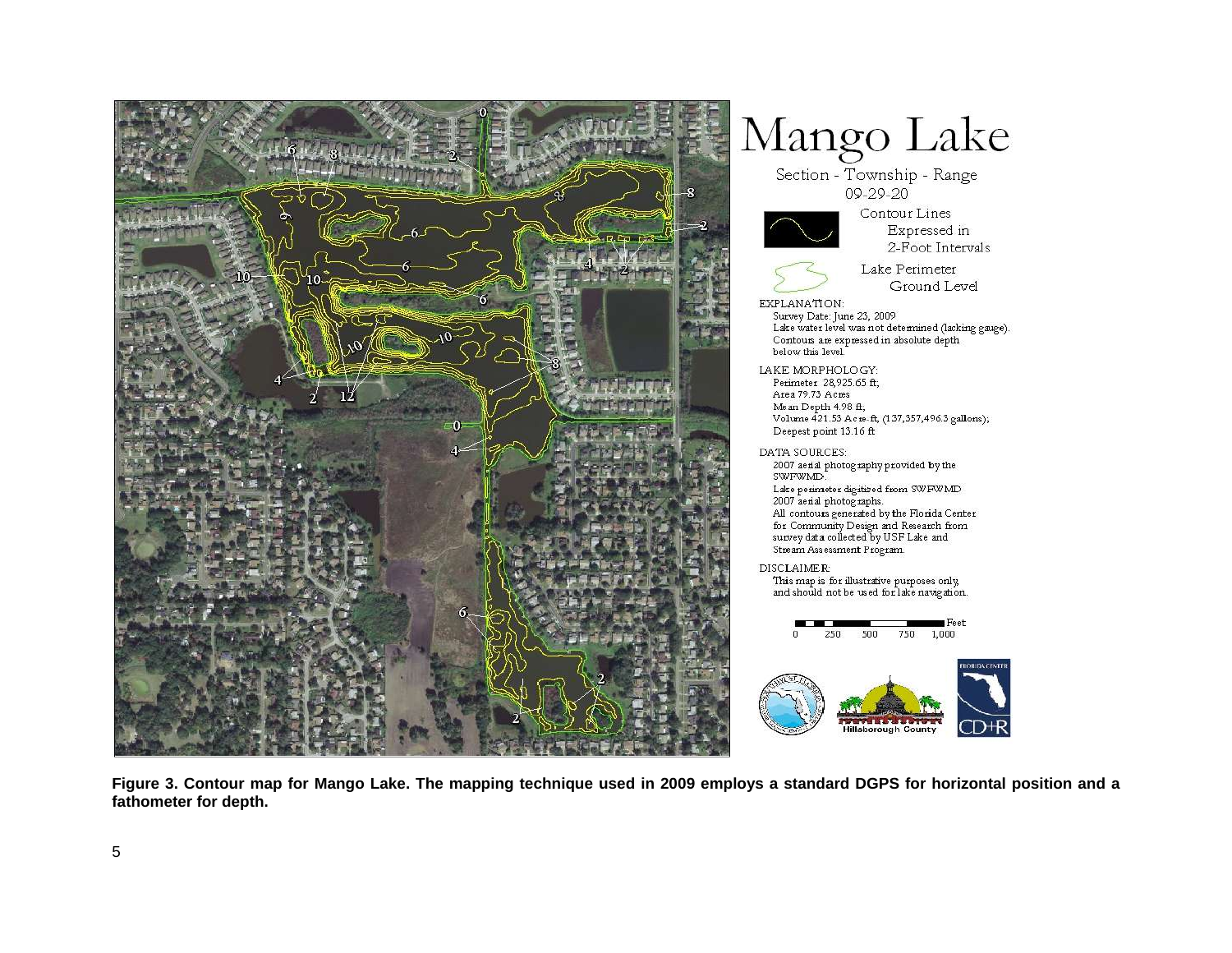# Mango Lake

Section - Township - Range
09-29-20

Contour Lines Expressed in 2-Foot Intervals

Lake Perimeter Ground Level

EXPLANATION:
Survey Date: June 23, 2009
Lake water level was not determined (lacking gauge).
Contours are expressed in absolute depth below this level.

LAKE MORPHOLOGY:
Perimeter 28,925.65 ft;
Area 79.73 Acres
Mean Depth 4.98 ft;
Volume 421.53 Acre-ft, (137,357,496.3 gallons);
Deepest point 13.16 ft

DATA SOURCES:
2007 aerial photography provided by the SWFWMD.
Lake perimeter digitized from SWFWMD 2007 aerial photographs.
All contours generated by the Florida Center for Community Design and Research from survey data collected by USF Lake and Stream Assessment Program.

DISCLAIMER:
This map is for illustrative purposes only, and should not be used for lake navigation.

Feet
0 250 500 750 1,000

**Figure 3. Contour map for Mango Lake. The mapping technique used in 2009 employs a standard DGPS for horizontal position and a fathometer for depth.**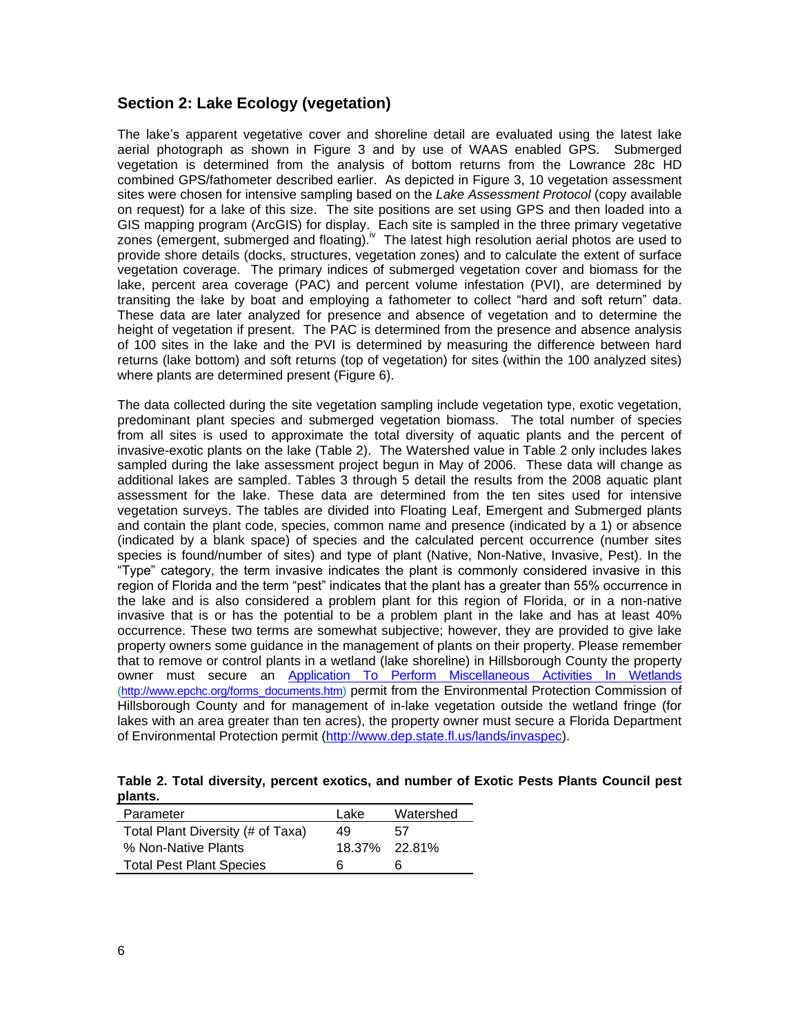## Section 2: Lake Ecology (vegetation)

The lake's apparent vegetative cover and shoreline detail are evaluated using the latest lake aerial photograph as shown in Figure 3 and by use of WAAS enabled GPS. Submerged vegetation is determined from the analysis of bottom returns from the Lowrance 28c HD combined GPS/fathometer described earlier. As depicted in Figure 3, 10 vegetation assessment sites were chosen for intensive sampling based on the *Lake Assessment Protocol* (copy available on request) for a lake of this size. The site positions are set using GPS and then loaded into a GIS mapping program (ArcGIS) for display. Each site is sampled in the three primary vegetative zones (emergent, submerged and floating).[iv] The latest high resolution aerial photos are used to provide shore details (docks, structures, vegetation zones) and to calculate the extent of surface vegetation coverage. The primary indices of submerged vegetation cover and biomass for the lake, percent area coverage (PAC) and percent volume infestation (PVI), are determined by transiting the lake by boat and employing a fathometer to collect "hard and soft return" data. These data are later analyzed for presence and absence of vegetation and to determine the height of vegetation if present. The PAC is determined from the presence and absence analysis of 100 sites in the lake and the PVI is determined by measuring the difference between hard returns (lake bottom) and soft returns (top of vegetation) for sites (within the 100 analyzed sites) where plants are determined present (Figure 6).

The data collected during the site vegetation sampling include vegetation type, exotic vegetation, predominant plant species and submerged vegetation biomass. The total number of species from all sites is used to approximate the total diversity of aquatic plants and the percent of invasive-exotic plants on the lake (Table 2). The Watershed value in Table 2 only includes lakes sampled during the lake assessment project begun in May of 2006. These data will change as additional lakes are sampled. Tables 3 through 5 detail the results from the 2008 aquatic plant assessment for the lake. These data are determined from the ten sites used for intensive vegetation surveys. The tables are divided into Floating Leaf, Emergent and Submerged plants and contain the plant code, species, common name and presence (indicated by a 1) or absence (indicated by a blank space) of species and the calculated percent occurrence (number sites species is found/number of sites) and type of plant (Native, Non-Native, Invasive, Pest). In the "Type" category, the term invasive indicates the plant is commonly considered invasive in this region of Florida and the term "pest" indicates that the plant has a greater than 55% occurrence in the lake and is also considered a problem plant for this region of Florida, or in a non-native invasive that is or has the potential to be a problem plant in the lake and has at least 40% occurrence. These two terms are somewhat subjective; however, they are provided to give lake property owners some guidance in the management of plants on their property. Please remember that to remove or control plants in a wetland (lake shoreline) in Hillsborough County the property owner must secure an Application To Perform Miscellaneous Activities In Wetlands (http://www.epchc.org/forms_documents.htm) permit from the Environmental Protection Commission of Hillsborough County and for management of in-lake vegetation outside the wetland fringe (for lakes with an area greater than ten acres), the property owner must secure a Florida Department of Environmental Protection permit (http://www.dep.state.fl.us/lands/invaspec).

**Table 2. Total diversity, percent exotics, and number of Exotic Pests Plants Council pest plants.**

| Parameter | Lake | Watershed |
|---|---|---|
| Total Plant Diversity (# of Taxa) | 49 | 57 |
| % Non-Native Plants | 18.37% | 22.81% |
| Total Pest Plant Species | 6 | 6 |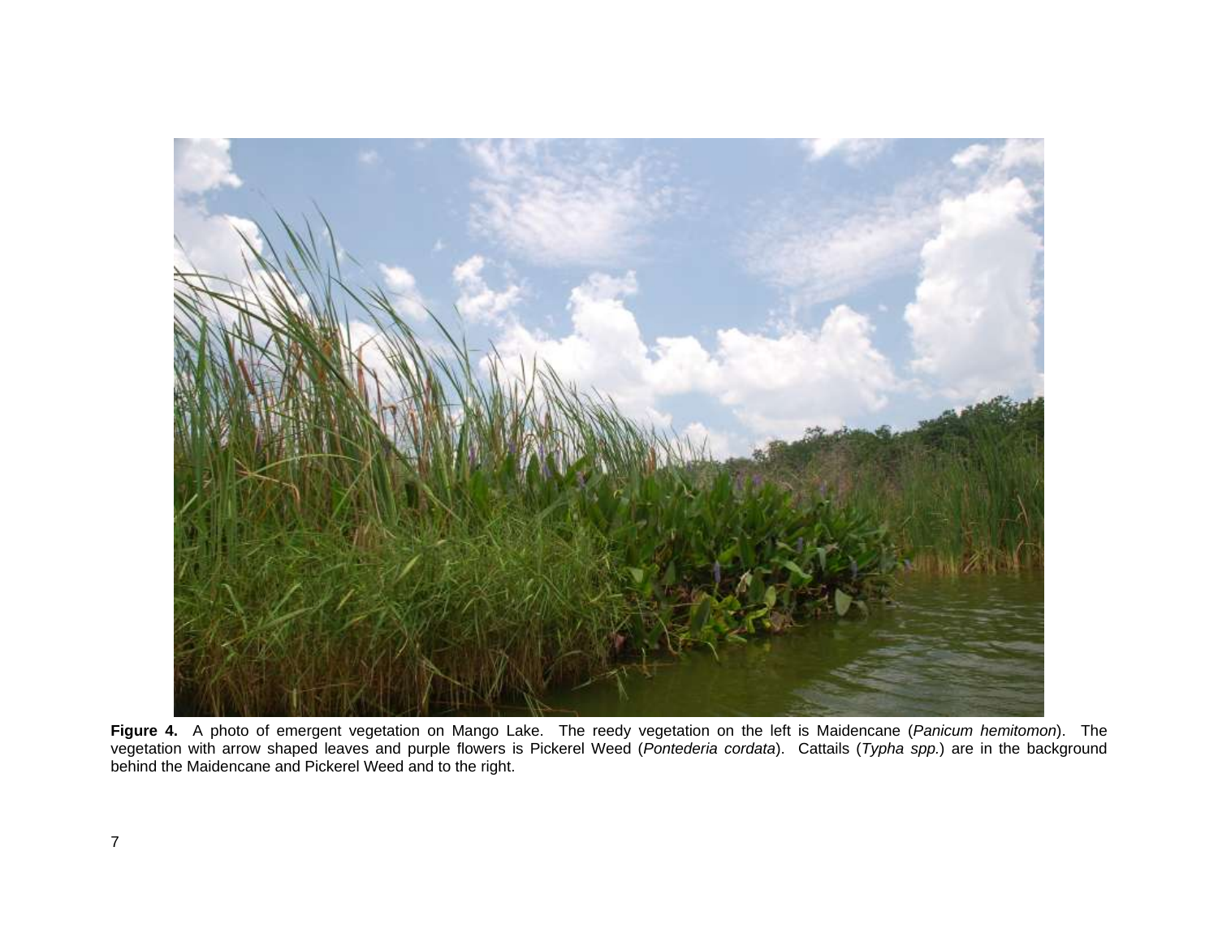**Figure 4.** A photo of emergent vegetation on Mango Lake. The reedy vegetation on the left is Maidencane (*Panicum hemitomon*). The vegetation with arrow shaped leaves and purple flowers is Pickerel Weed (*Pontederia cordata*). Cattails (*Typha spp.*) are in the background behind the Maidencane and Pickerel Weed and to the right.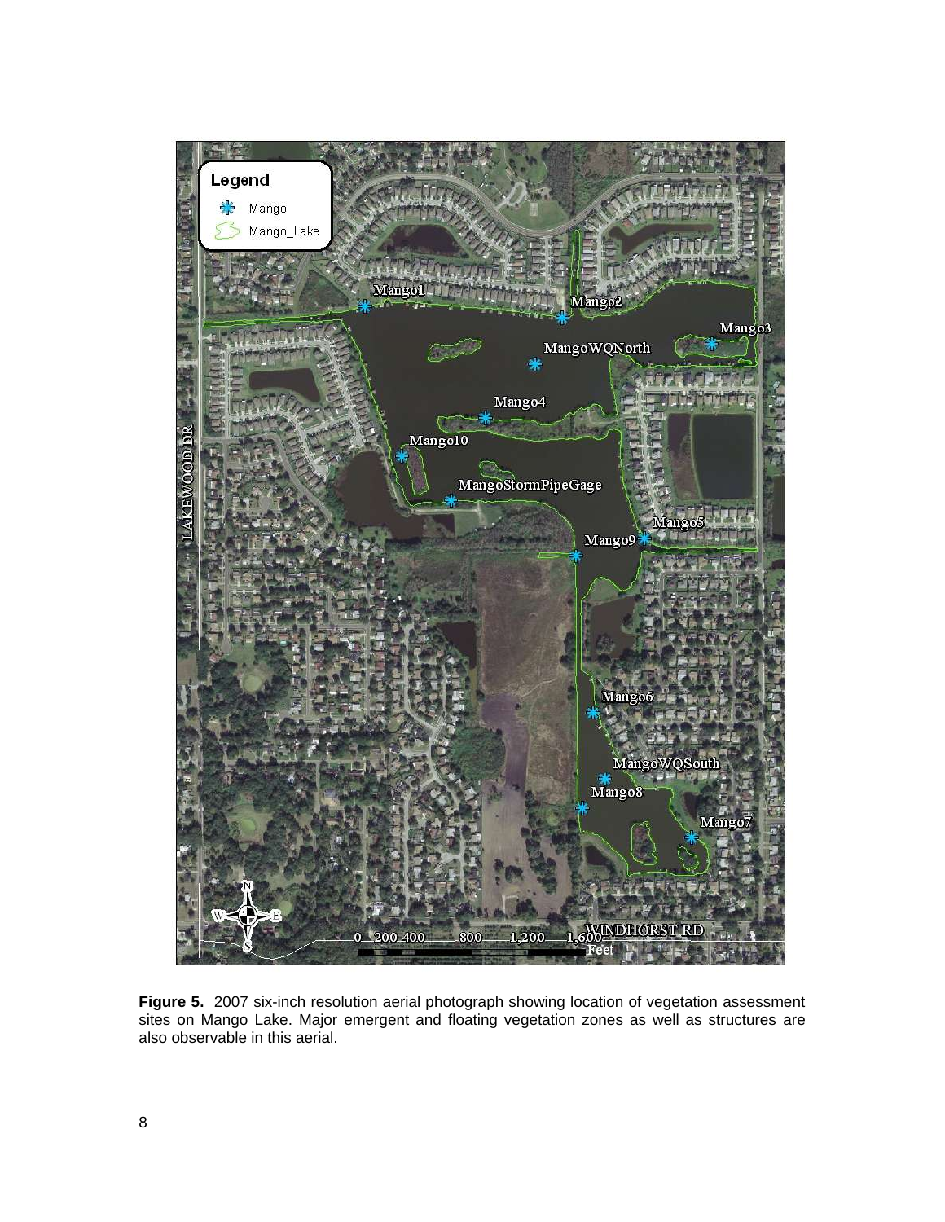**Figure 5.** 2007 six-inch resolution aerial photograph showing location of vegetation assessment sites on Mango Lake. Major emergent and floating vegetation zones as well as structures are also observable in this aerial.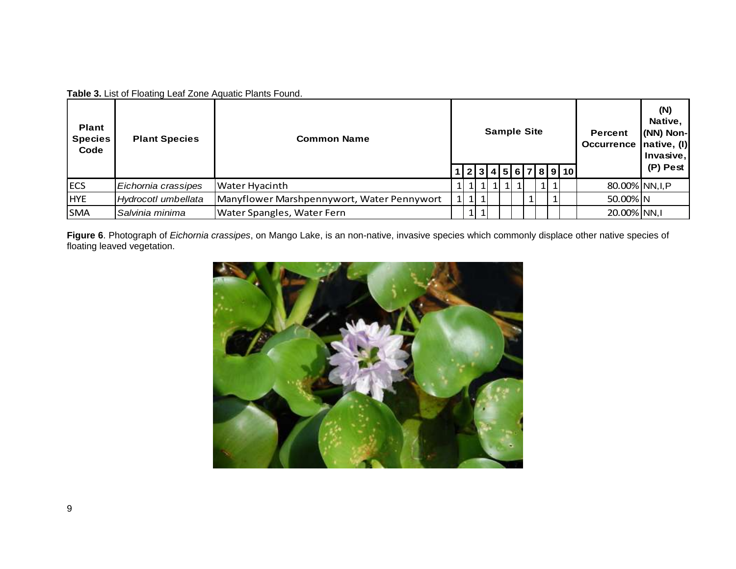**Table 3.** List of Floating Leaf Zone Aquatic Plants Found.

| Plant Species Code | Plant Species | Common Name | Sample Site | | | | | | | | | | Percent Occurrence | (N) Native, (NN) Non-native, (I) Invasive, (P) Pest |
|---|---|---|---|---|---|---|---|---|---|---|---|---|---|---|
| | | | 1 | 2 | 3 | 4 | 5 | 6 | 7 | 8 | 9 | 10 | | |
| ECS | *Eichornia crassipes* | Water Hyacinth | 1 | 1 | 1 | 1 | 1 | 1 | | 1 | 1 | | 80.00% | NN,I,P |
| HYE | *Hydrocotl umbellata* | Manyflower Marshpennywort, Water Pennywort | 1 | 1 | 1 | | | | 1 | | 1 | | 50.00% | N |
| SMA | *Salvinia minima* | Water Spangles, Water Fern | | 1 | 1 | | | | | | | | 20.00% | NN,I |

**Figure 6**. Photograph of *Eichornia crassipes*, on Mango Lake, is an non-native, invasive species which commonly displace other native species of floating leaved vegetation.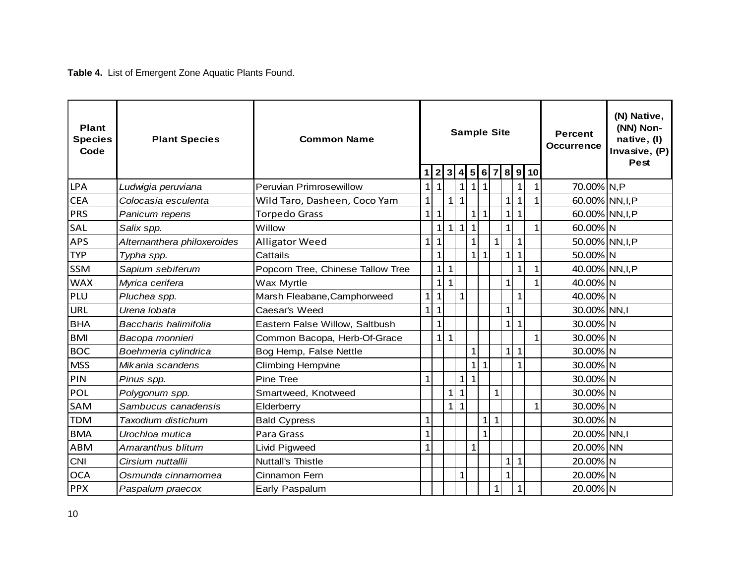**Table 4.** List of Emergent Zone Aquatic Plants Found.

| Plant Species Code | Plant Species | Common Name | Sample Site | | | | | | | | | | Percent Occurrence | (N) Native, (NN) Non-native, (I) Invasive, (P) Pest |
|---|---|---|---|---|---|---|---|---|---|---|---|---|---|---|
| | | | 1 | 2 | 3 | 4 | 5 | 6 | 7 | 8 | 9 | 10 | | |
| LPA | *Ludwigia peruviana* | Peruvian Primrosewillow | 1 | 1 | | 1 | 1 | 1 | | | 1 | 1 | 70.00% | N,P |
| CEA | *Colocasia esculenta* | Wild Taro, Dasheen, Coco Yam | 1 | | 1 | 1 | | | | 1 | 1 | 1 | 60.00% | NN,I,P |
| PRS | *Panicum repens* | Torpedo Grass | 1 | 1 | | | 1 | 1 | | 1 | 1 | | 60.00% | NN,I,P |
| SAL | *Salix spp.* | Willow | | 1 | 1 | 1 | 1 | | | 1 | | 1 | 60.00% | N |
| APS | *Alternanthera philoxeroides* | Alligator Weed | 1 | 1 | | | 1 | | 1 | | 1 | | 50.00% | NN,I,P |
| TYP | *Typha spp.* | Cattails | | 1 | | | 1 | 1 | | 1 | 1 | | 50.00% | N |
| SSM | *Sapium sebiferum* | Popcorn Tree, Chinese Tallow Tree | | 1 | 1 | | | | | | 1 | 1 | 40.00% | NN,I,P |
| WAX | *Myrica cerifera* | Wax Myrtle | | 1 | 1 | | | | | 1 | | 1 | 40.00% | N |
| PLU | *Pluchea spp.* | Marsh Fleabane,Camphorweed | 1 | 1 | | 1 | | | | | 1 | | 40.00% | N |
| URL | *Urena lobata* | Caesar's Weed | 1 | 1 | | | | | | 1 | | | 30.00% | NN,I |
| BHA | *Baccharis halimifolia* | Eastern False Willow, Saltbush | | 1 | | | | | | 1 | 1 | | 30.00% | N |
| BMI | *Bacopa monnieri* | Common Bacopa, Herb-Of-Grace | | 1 | 1 | | | | | | | 1 | 30.00% | N |
| BOC | *Boehmeria cylindrica* | Bog Hemp, False Nettle | | | | | 1 | | | 1 | 1 | | 30.00% | N |
| MSS | *Mikania scandens* | Climbing Hempvine | | | | | 1 | 1 | | | 1 | | 30.00% | N |
| PIN | *Pinus spp.* | Pine Tree | 1 | | | 1 | 1 | | | | | | 30.00% | N |
| POL | *Polygonum spp.* | Smartweed, Knotweed | | | 1 | 1 | | | 1 | | | | 30.00% | N |
| SAM | *Sambucus canadensis* | Elderberry | | | 1 | 1 | | | | | | 1 | 30.00% | N |
| TDM | *Taxodium distichum* | Bald Cypress | 1 | | | | | 1 | 1 | | | | 30.00% | N |
| BMA | *Urochloa mutica* | Para Grass | 1 | | | | | 1 | | | | | 20.00% | NN,I |
| ABM | *Amaranthus blitum* | Livid Pigweed | 1 | | | | 1 | | | | | | 20.00% | NN |
| CNI | *Cirsium nuttallii* | Nuttall's Thistle | | | | | | | | 1 | 1 | | 20.00% | N |
| OCA | *Osmunda cinnamomea* | Cinnamon Fern | | | | 1 | | | | 1 | | | 20.00% | N |
| PPX | *Paspalum praecox* | Early Paspalum | | | | | | | 1 | | 1 | | 20.00% | N |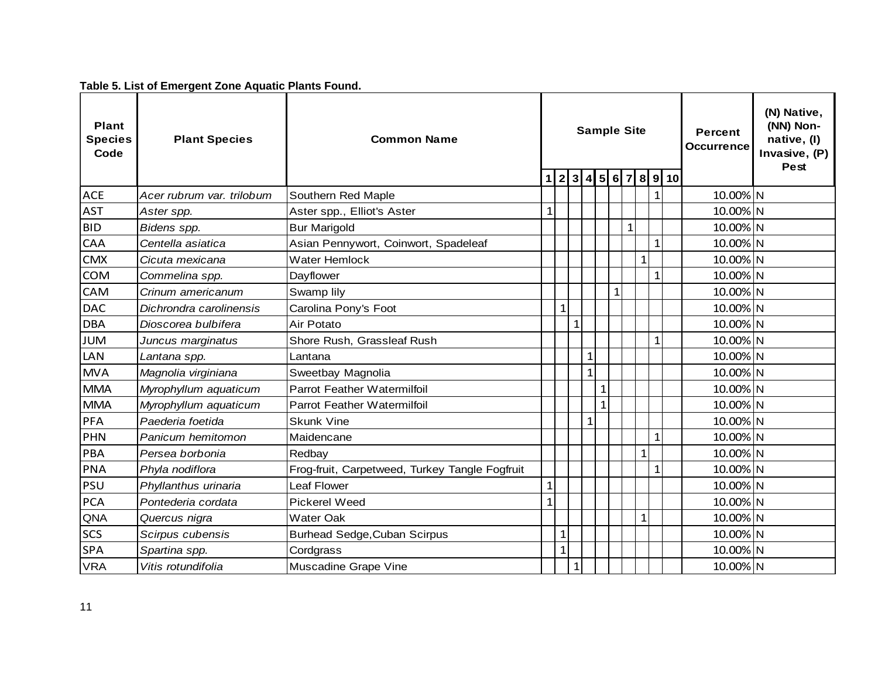**Table 5. List of Emergent Zone Aquatic Plants Found.**

| Plant Species Code | Plant Species | Common Name | Sample Site | | | | | | | | | | Percent Occurrence | (N) Native, (NN) Non-native, (I) Invasive, (P) Pest |
|---|---|---|---|---|---|---|---|---|---|---|---|---|---|---|
| | | | 1 | 2 | 3 | 4 | 5 | 6 | 7 | 8 | 9 | 10 | | |
| ACE | *Acer rubrum var. trilobum* | Southern Red Maple | | | | | | | | | 1 | | 10.00% | N |
| AST | *Aster spp.* | Aster spp., Elliot's Aster | 1 | | | | | | | | | | 10.00% | N |
| BID | *Bidens spp.* | Bur Marigold | | | | | | | 1 | | | | 10.00% | N |
| CAA | *Centella asiatica* | Asian Pennywort, Coinwort, Spadeleaf | | | | | | | | | 1 | | 10.00% | N |
| CMX | *Cicuta mexicana* | Water Hemlock | | | | | | | | 1 | | | 10.00% | N |
| COM | *Commelina spp.* | Dayflower | | | | | | | | | 1 | | 10.00% | N |
| CAM | *Crinum americanum* | Swamp lily | | | | | | 1 | | | | | 10.00% | N |
| DAC | *Dichrondra carolinensis* | Carolina Pony's Foot | | 1 | | | | | | | | | 10.00% | N |
| DBA | *Dioscorea bulbifera* | Air Potato | | | 1 | | | | | | | | 10.00% | N |
| JUM | *Juncus marginatus* | Shore Rush, Grassleaf Rush | | | | | | | | | 1 | | 10.00% | N |
| LAN | *Lantana spp.* | Lantana | | | | 1 | | | | | | | 10.00% | N |
| MVA | *Magnolia virginiana* | Sweetbay Magnolia | | | | 1 | | | | | | | 10.00% | N |
| MMA | *Myrophyllum aquaticum* | Parrot Feather Watermilfoil | | | | | 1 | | | | | | 10.00% | N |
| MMA | *Myrophyllum aquaticum* | Parrot Feather Watermilfoil | | | | | 1 | | | | | | 10.00% | N |
| PFA | *Paederia foetida* | Skunk Vine | | | | 1 | | | | | | | 10.00% | N |
| PHN | *Panicum hemitomon* | Maidencane | | | | | | | | | 1 | | 10.00% | N |
| PBA | *Persea borbonia* | Redbay | | | | | | | | 1 | | | 10.00% | N |
| PNA | *Phyla nodiflora* | Frog-fruit, Carpetweed, Turkey Tangle Fogfruit | | | | | | | | | 1 | | 10.00% | N |
| PSU | *Phyllanthus urinaria* | Leaf Flower | 1 | | | | | | | | | | 10.00% | N |
| PCA | *Pontederia cordata* | Pickerel Weed | 1 | | | | | | | | | | 10.00% | N |
| QNA | *Quercus nigra* | Water Oak | | | | | | | | 1 | | | 10.00% | N |
| SCS | *Scirpus cubensis* | Burhead Sedge,Cuban Scirpus | | 1 | | | | | | | | | 10.00% | N |
| SPA | *Spartina spp.* | Cordgrass | | 1 | | | | | | | | | 10.00% | N |
| VRA | *Vitis rotundifolia* | Muscadine Grape Vine | | | 1 | | | | | | | | 10.00% | N |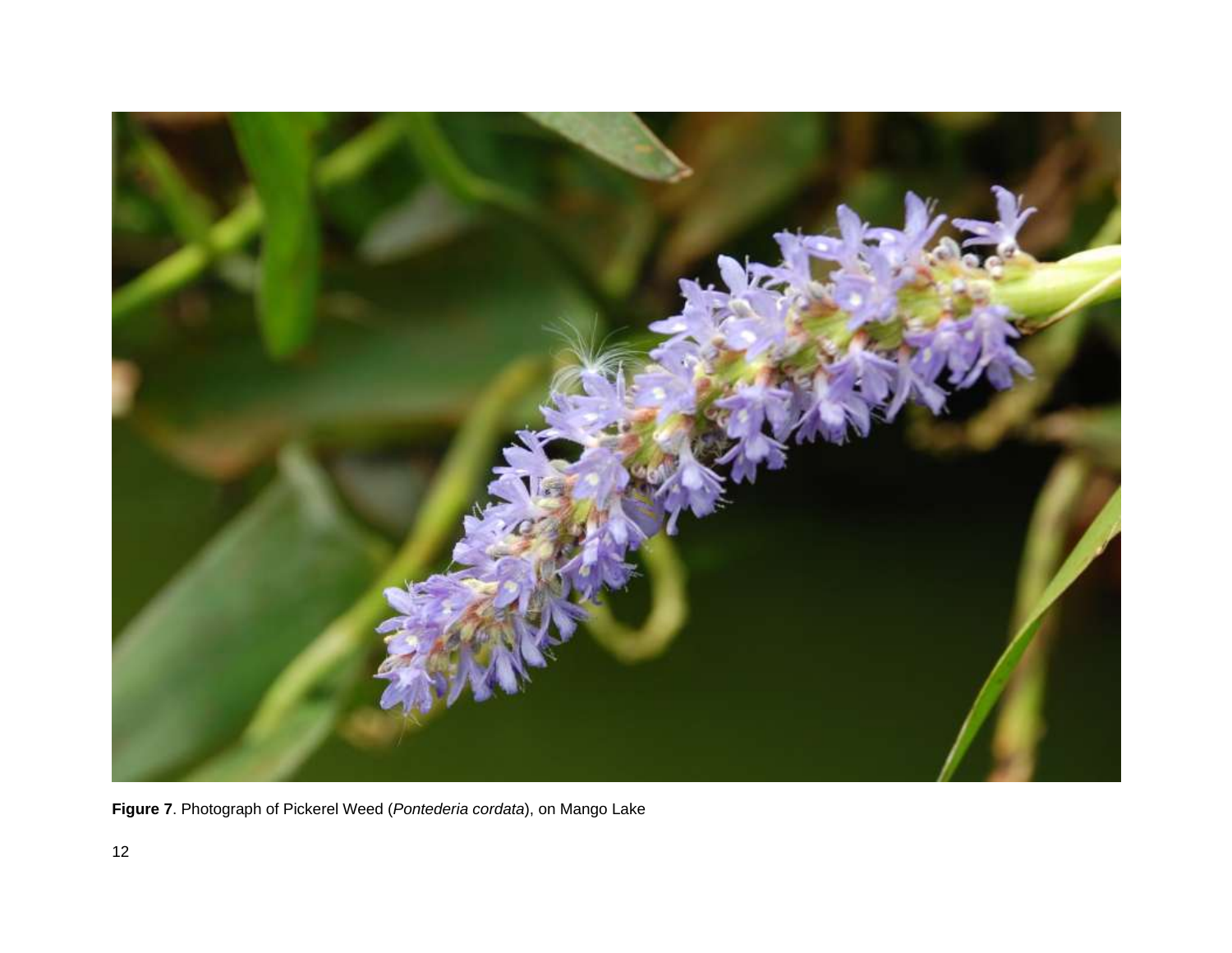**Figure 7**. Photograph of Pickerel Weed (*Pontederia cordata*), on Mango Lake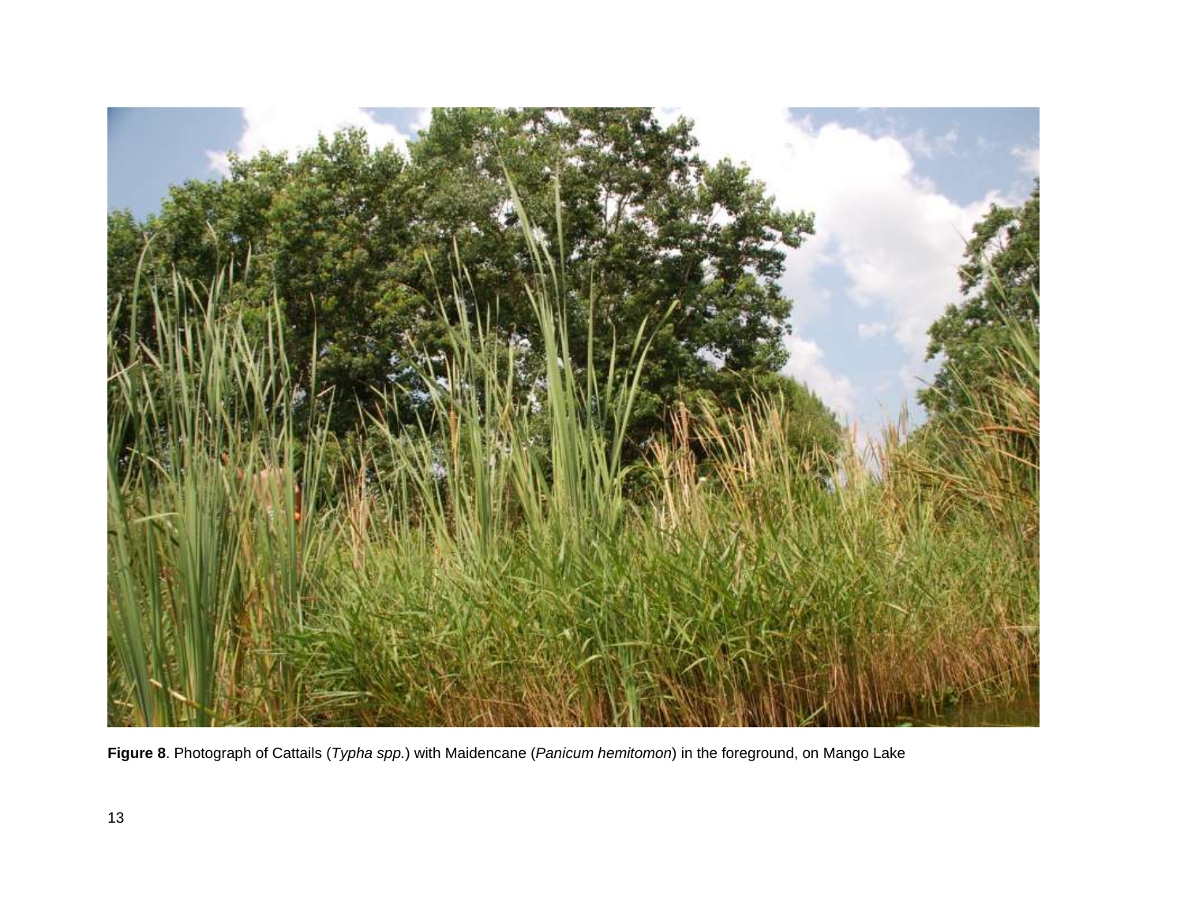**Figure 8**. Photograph of Cattails (*Typha spp.*) with Maidencane (*Panicum hemitomon*) in the foreground, on Mango Lake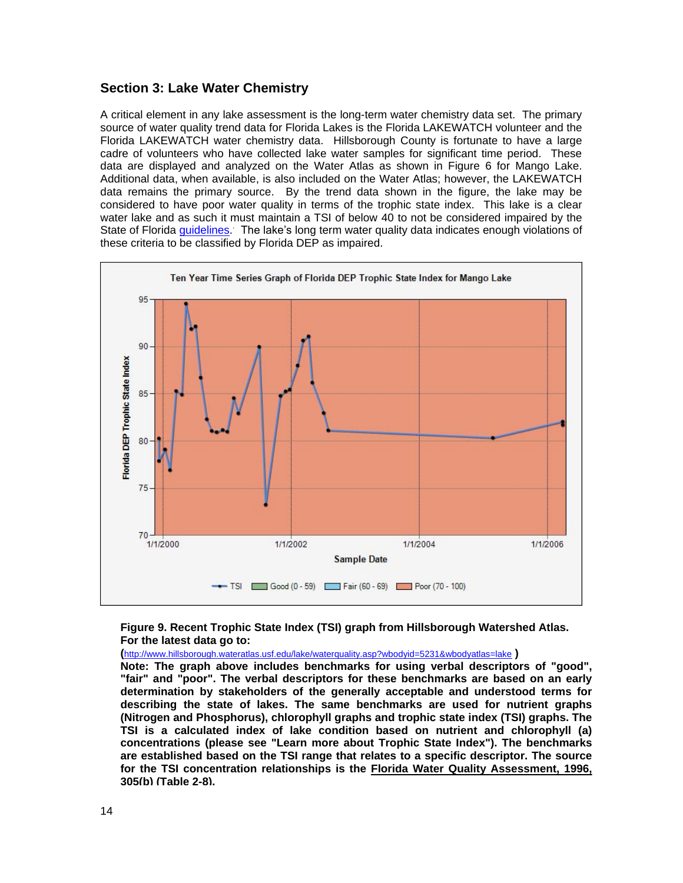## Section 3: Lake Water Chemistry

A critical element in any lake assessment is the long-term water chemistry data set. The primary source of water quality trend data for Florida Lakes is the Florida LAKEWATCH volunteer and the Florida LAKEWATCH water chemistry data. Hillsborough County is fortunate to have a large cadre of volunteers who have collected lake water samples for significant time period. These data are displayed and analyzed on the Water Atlas as shown in Figure 6 for Mango Lake. Additional data, when available, is also included on the Water Atlas; however, the LAKEWATCH data remains the primary source. By the trend data shown in the figure, the lake may be considered to have poor water quality in terms of the trophic state index. This lake is a clear water lake and as such it must maintain a TSI of below 40 to not be considered impaired by the State of Florida guidelines. The lake's long term water quality data indicates enough violations of these criteria to be classified by Florida DEP as impaired.

**Figure 9. Recent Trophic State Index (TSI) graph from Hillsborough Watershed Atlas. For the latest data go to:**
**(**http://www.hillsborough.wateratlas.usf.edu/lake/waterquality.asp?wbodyid=5231&wbodyatlas=lake **)**
**Note: The graph above includes benchmarks for using verbal descriptors of "good", "fair" and "poor". The verbal descriptors for these benchmarks are based on an early determination by stakeholders of the generally acceptable and understood terms for describing the state of lakes. The same benchmarks are used for nutrient graphs (Nitrogen and Phosphorus), chlorophyll graphs and trophic state index (TSI) graphs. The TSI is a calculated index of lake condition based on nutrient and chlorophyll (a) concentrations (please see "Learn more about Trophic State Index"). The benchmarks are established based on the TSI range that relates to a specific descriptor. The source for the TSI concentration relationships is the Florida Water Quality Assessment, 1996, 305(b) (Table 2-8).**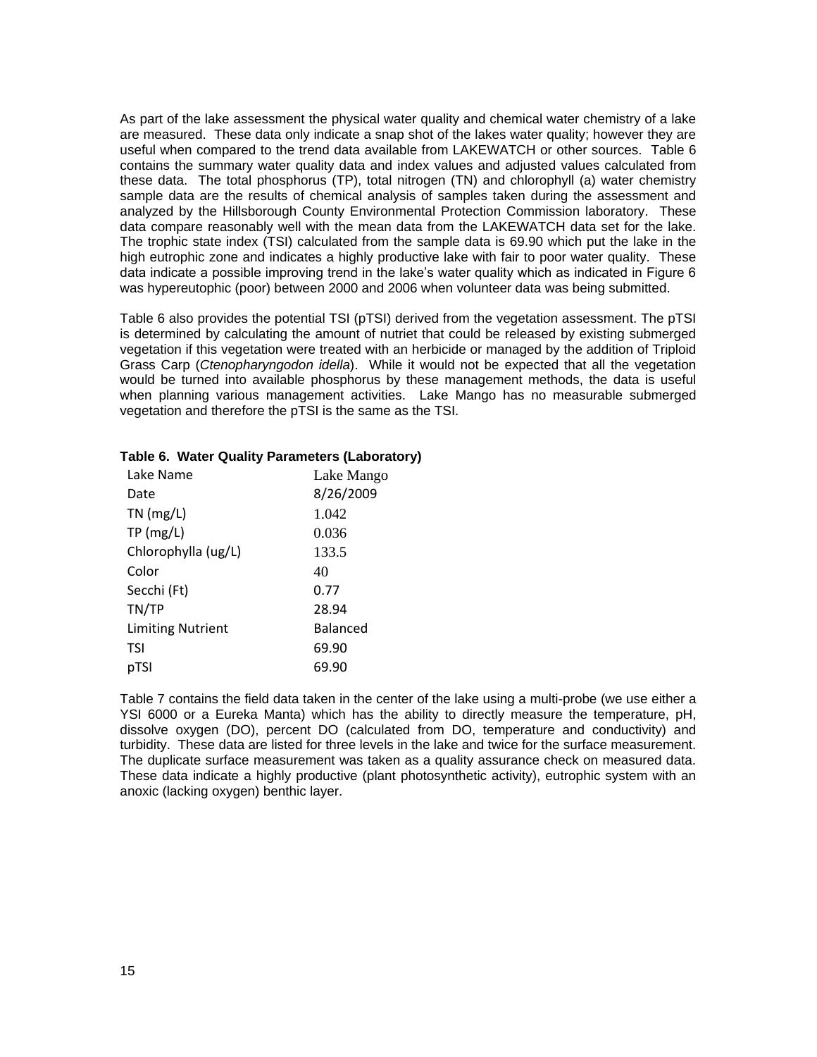As part of the lake assessment the physical water quality and chemical water chemistry of a lake are measured. These data only indicate a snap shot of the lakes water quality; however they are useful when compared to the trend data available from LAKEWATCH or other sources. Table 6 contains the summary water quality data and index values and adjusted values calculated from these data. The total phosphorus (TP), total nitrogen (TN) and chlorophyll (a) water chemistry sample data are the results of chemical analysis of samples taken during the assessment and analyzed by the Hillsborough County Environmental Protection Commission laboratory. These data compare reasonably well with the mean data from the LAKEWATCH data set for the lake. The trophic state index (TSI) calculated from the sample data is 69.90 which put the lake in the high eutrophic zone and indicates a highly productive lake with fair to poor water quality. These data indicate a possible improving trend in the lake's water quality which as indicated in Figure 6 was hypereutophic (poor) between 2000 and 2006 when volunteer data was being submitted.

Table 6 also provides the potential TSI (pTSI) derived from the vegetation assessment. The pTSI is determined by calculating the amount of nutriet that could be released by existing submerged vegetation if this vegetation were treated with an herbicide or managed by the addition of Triploid Grass Carp (*Ctenopharyngodon idella*). While it would not be expected that all the vegetation would be turned into available phosphorus by these management methods, the data is useful when planning various management activities. Lake Mango has no measurable submerged vegetation and therefore the pTSI is the same as the TSI.

**Table 6. Water Quality Parameters (Laboratory)**

| Lake Name | Lake Mango |
|---|---|
| Date | 8/26/2009 |
| TN (mg/L) | 1.042 |
| TP (mg/L) | 0.036 |
| Chlorophylla (ug/L) | 133.5 |
| Color | 40 |
| Secchi (Ft) | 0.77 |
| TN/TP | 28.94 |
| Limiting Nutrient | Balanced |
| TSI | 69.90 |
| pTSI | 69.90 |

Table 7 contains the field data taken in the center of the lake using a multi-probe (we use either a YSI 6000 or a Eureka Manta) which has the ability to directly measure the temperature, pH, dissolve oxygen (DO), percent DO (calculated from DO, temperature and conductivity) and turbidity. These data are listed for three levels in the lake and twice for the surface measurement. The duplicate surface measurement was taken as a quality assurance check on measured data. These data indicate a highly productive (plant photosynthetic activity), eutrophic system with an anoxic (lacking oxygen) benthic layer.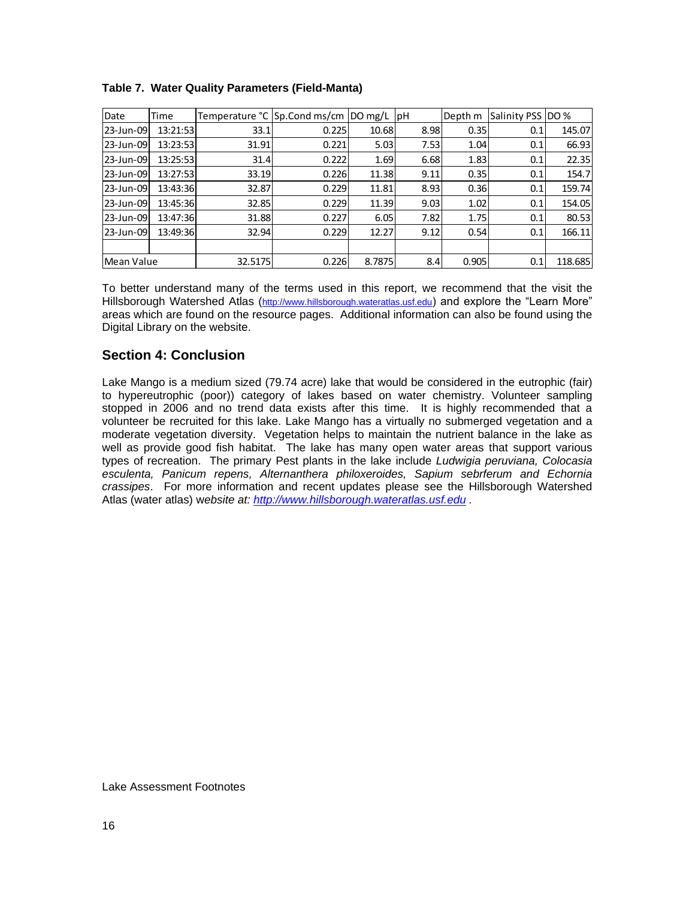**Table 7. Water Quality Parameters (Field-Manta)**

| Date | Time | Temperature °C | Sp.Cond ms/cm | DO mg/L | pH | Depth m | Salinity PSS | DO % |
|---|---|---|---|---|---|---|---|---|
| 23-Jun-09 | 13:21:53 | 33.1 | 0.225 | 10.68 | 8.98 | 0.35 | 0.1 | 145.07 |
| 23-Jun-09 | 13:23:53 | 31.91 | 0.221 | 5.03 | 7.53 | 1.04 | 0.1 | 66.93 |
| 23-Jun-09 | 13:25:53 | 31.4 | 0.222 | 1.69 | 6.68 | 1.83 | 0.1 | 22.35 |
| 23-Jun-09 | 13:27:53 | 33.19 | 0.226 | 11.38 | 9.11 | 0.35 | 0.1 | 154.7 |
| 23-Jun-09 | 13:43:36 | 32.87 | 0.229 | 11.81 | 8.93 | 0.36 | 0.1 | 159.74 |
| 23-Jun-09 | 13:45:36 | 32.85 | 0.229 | 11.39 | 9.03 | 1.02 | 0.1 | 154.05 |
| 23-Jun-09 | 13:47:36 | 31.88 | 0.227 | 6.05 | 7.82 | 1.75 | 0.1 | 80.53 |
| 23-Jun-09 | 13:49:36 | 32.94 | 0.229 | 12.27 | 9.12 | 0.54 | 0.1 | 166.11 |
| | | | | | | | | |
| Mean Value | | 32.5175 | 0.226 | 8.7875 | 8.4 | 0.905 | 0.1 | 118.685 |

To better understand many of the terms used in this report, we recommend that the visit the Hillsborough Watershed Atlas (http://www.hillsborough.wateratlas.usf.edu) and explore the "Learn More" areas which are found on the resource pages. Additional information can also be found using the Digital Library on the website.

## Section 4: Conclusion

Lake Mango is a medium sized (79.74 acre) lake that would be considered in the eutrophic (fair) to hypereutrophic (poor)) category of lakes based on water chemistry. Volunteer sampling stopped in 2006 and no trend data exists after this time. It is highly recommended that a volunteer be recruited for this lake. Lake Mango has a virtually no submerged vegetation and a moderate vegetation diversity. Vegetation helps to maintain the nutrient balance in the lake as well as provide good fish habitat. The lake has many open water areas that support various types of recreation. The primary Pest plants in the lake include *Ludwigia peruviana, Colocasia esculenta, Panicum repens, Alternanthera philoxeroides, Sapium sebrferum and Echornia crassipes*. For more information and recent updates please see the Hillsborough Watershed Atlas (water atlas) w*ebsite at: http://www.hillsborough.wateratlas.usf.edu* .

Lake Assessment Footnotes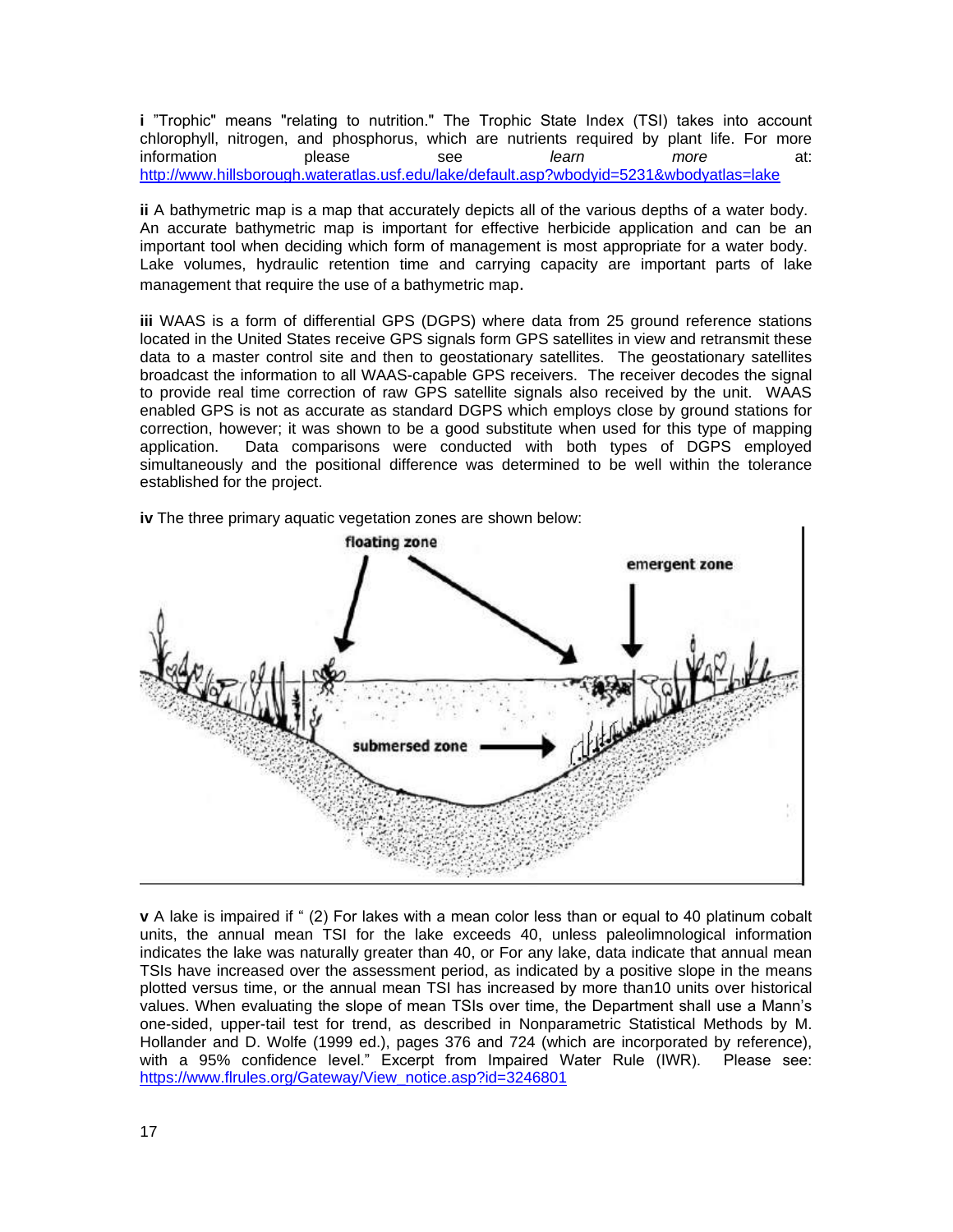**i** "Trophic" means "relating to nutrition." The Trophic State Index (TSI) takes into account chlorophyll, nitrogen, and phosphorus, which are nutrients required by plant life. For more information please see *learn more* at: http://www.hillsborough.wateratlas.usf.edu/lake/default.asp?wbodyid=5231&wbodyatlas=lake

**ii** A bathymetric map is a map that accurately depicts all of the various depths of a water body. An accurate bathymetric map is important for effective herbicide application and can be an important tool when deciding which form of management is most appropriate for a water body. Lake volumes, hydraulic retention time and carrying capacity are important parts of lake management that require the use of a bathymetric map.

**iii** WAAS is a form of differential GPS (DGPS) where data from 25 ground reference stations located in the United States receive GPS signals form GPS satellites in view and retransmit these data to a master control site and then to geostationary satellites. The geostationary satellites broadcast the information to all WAAS-capable GPS receivers. The receiver decodes the signal to provide real time correction of raw GPS satellite signals also received by the unit. WAAS enabled GPS is not as accurate as standard DGPS which employs close by ground stations for correction, however; it was shown to be a good substitute when used for this type of mapping application. Data comparisons were conducted with both types of DGPS employed simultaneously and the positional difference was determined to be well within the tolerance established for the project.

**iv** The three primary aquatic vegetation zones are shown below:

floating zone

emergent zone

submersed zone

**v** A lake is impaired if " (2) For lakes with a mean color less than or equal to 40 platinum cobalt units, the annual mean TSI for the lake exceeds 40, unless paleolimnological information indicates the lake was naturally greater than 40, or For any lake, data indicate that annual mean TSIs have increased over the assessment period, as indicated by a positive slope in the means plotted versus time, or the annual mean TSI has increased by more than10 units over historical values. When evaluating the slope of mean TSIs over time, the Department shall use a Mann's one-sided, upper-tail test for trend, as described in Nonparametric Statistical Methods by M. Hollander and D. Wolfe (1999 ed.), pages 376 and 724 (which are incorporated by reference), with a 95% confidence level." Excerpt from Impaired Water Rule (IWR). Please see: https://www.flrules.org/Gateway/View_notice.asp?id=3246801